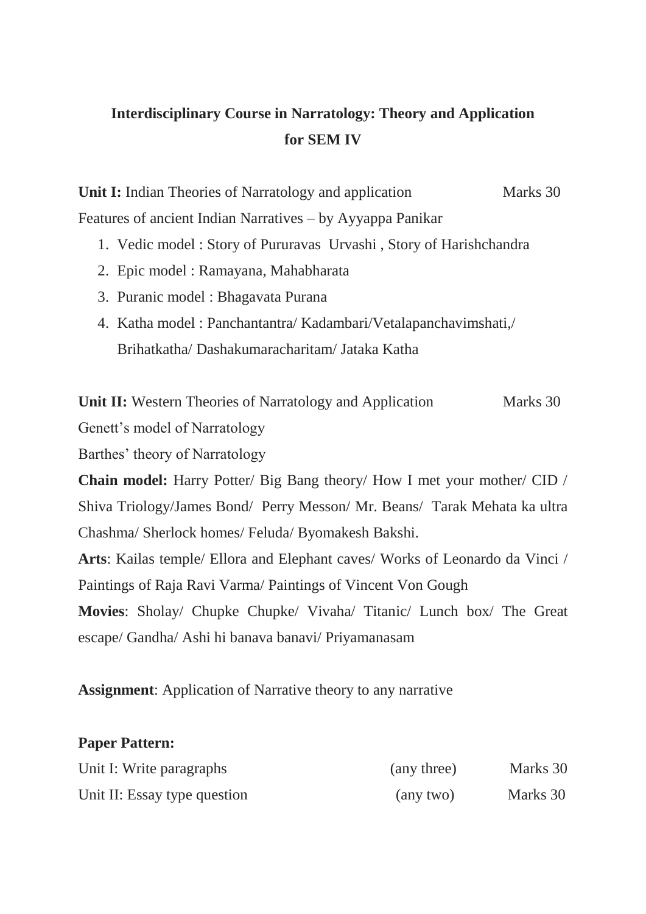# Interdisciplinary Course in Narratology: Theory and Application for SEM IV

**Unit I:** Indian Theories of Narratology and application Marks 30

Features of ancient Indian Narratives – by Ayyappa Panikar

1. Vedic model : Story of Pururavas Urvashi , Story of Harishchandra
2. Epic model : Ramayana, Mahabharata
3. Puranic model : Bhagavata Purana
4. Katha model : Panchantantra/ Kadambari/Vetalapanchavimshati,/ Brihatkatha/ Dashakumaracharitam/ Jataka Katha

**Unit II:** Western Theories of Narratology and Application Marks 30

Genett's model of Narratology

Barthes' theory of Narratology

**Chain model:** Harry Potter/ Big Bang theory/ How I met your mother/ CID / Shiva Triology/James Bond/ Perry Messon/ Mr. Beans/ Tarak Mehata ka ultra Chashma/ Sherlock homes/ Feluda/ Byomakesh Bakshi.

**Arts**: Kailas temple/ Ellora and Elephant caves/ Works of Leonardo da Vinci / Paintings of Raja Ravi Varma/ Paintings of Vincent Von Gough

**Movies**: Sholay/ Chupke Chupke/ Vivaha/ Titanic/ Lunch box/ The Great escape/ Gandha/ Ashi hi banava banavi/ Priyamanasam

**Assignment**: Application of Narrative theory to any narrative

**Paper Pattern:**

| | | |
|---|---|---|
| Unit I: Write paragraphs | (any three) | Marks 30 |
| Unit II: Essay type question | (any two) | Marks 30 |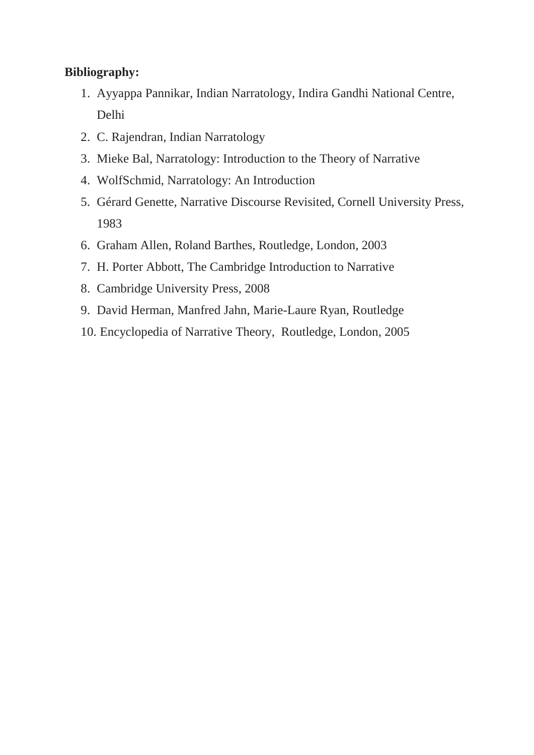**Bibliography:**

1. Ayyappa Pannikar, Indian Narratology, Indira Gandhi National Centre, Delhi
2. C. Rajendran, Indian Narratology
3. Mieke Bal, Narratology: Introduction to the Theory of Narrative
4. WolfSchmid, Narratology: An Introduction
5. Gérard Genette, Narrative Discourse Revisited, Cornell University Press, 1983
6. Graham Allen, Roland Barthes, Routledge, London, 2003
7. H. Porter Abbott, The Cambridge Introduction to Narrative
8. Cambridge University Press, 2008
9. David Herman, Manfred Jahn, Marie-Laure Ryan, Routledge
10. Encyclopedia of Narrative Theory, Routledge, London, 2005